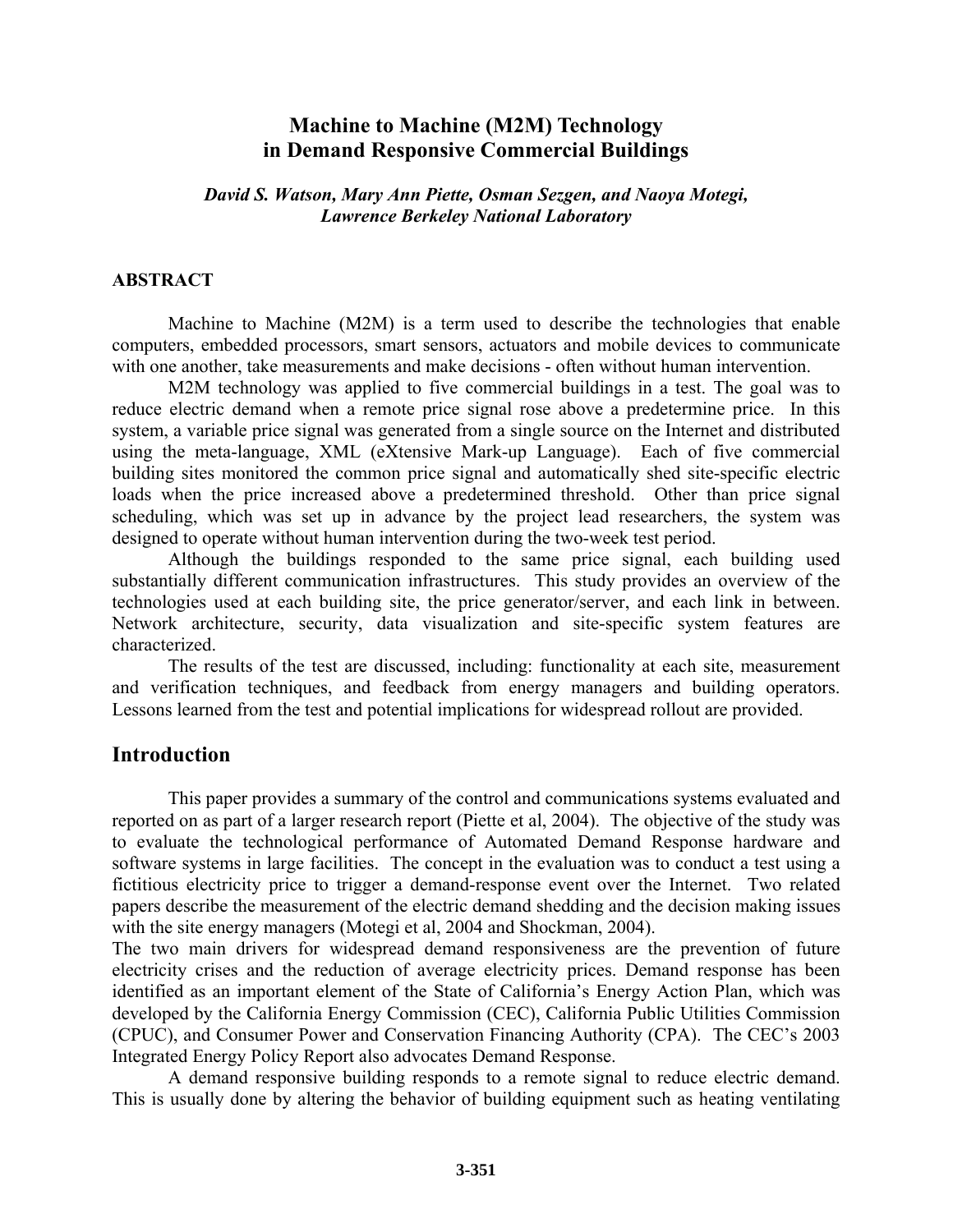# Machine to Machine (M2M) Technology in Demand Responsive Commercial Buildings

*David S. Watson, Mary Ann Piette, Osman Sezgen, and Naoya Motegi, Lawrence Berkeley National Laboratory*

## ABSTRACT

Machine to Machine (M2M) is a term used to describe the technologies that enable computers, embedded processors, smart sensors, actuators and mobile devices to communicate with one another, take measurements and make decisions - often without human intervention.

M2M technology was applied to five commercial buildings in a test. The goal was to reduce electric demand when a remote price signal rose above a predetermine price. In this system, a variable price signal was generated from a single source on the Internet and distributed using the meta-language, XML (eXtensive Mark-up Language). Each of five commercial building sites monitored the common price signal and automatically shed site-specific electric loads when the price increased above a predetermined threshold. Other than price signal scheduling, which was set up in advance by the project lead researchers, the system was designed to operate without human intervention during the two-week test period.

Although the buildings responded to the same price signal, each building used substantially different communication infrastructures. This study provides an overview of the technologies used at each building site, the price generator/server, and each link in between. Network architecture, security, data visualization and site-specific system features are characterized.

The results of the test are discussed, including: functionality at each site, measurement and verification techniques, and feedback from energy managers and building operators. Lessons learned from the test and potential implications for widespread rollout are provided.

## Introduction

This paper provides a summary of the control and communications systems evaluated and reported on as part of a larger research report (Piette et al, 2004). The objective of the study was to evaluate the technological performance of Automated Demand Response hardware and software systems in large facilities. The concept in the evaluation was to conduct a test using a fictitious electricity price to trigger a demand-response event over the Internet. Two related papers describe the measurement of the electric demand shedding and the decision making issues with the site energy managers (Motegi et al, 2004 and Shockman, 2004).

The two main drivers for widespread demand responsiveness are the prevention of future electricity crises and the reduction of average electricity prices. Demand response has been identified as an important element of the State of California's Energy Action Plan, which was developed by the California Energy Commission (CEC), California Public Utilities Commission (CPUC), and Consumer Power and Conservation Financing Authority (CPA). The CEC's 2003 Integrated Energy Policy Report also advocates Demand Response.

A demand responsive building responds to a remote signal to reduce electric demand. This is usually done by altering the behavior of building equipment such as heating ventilating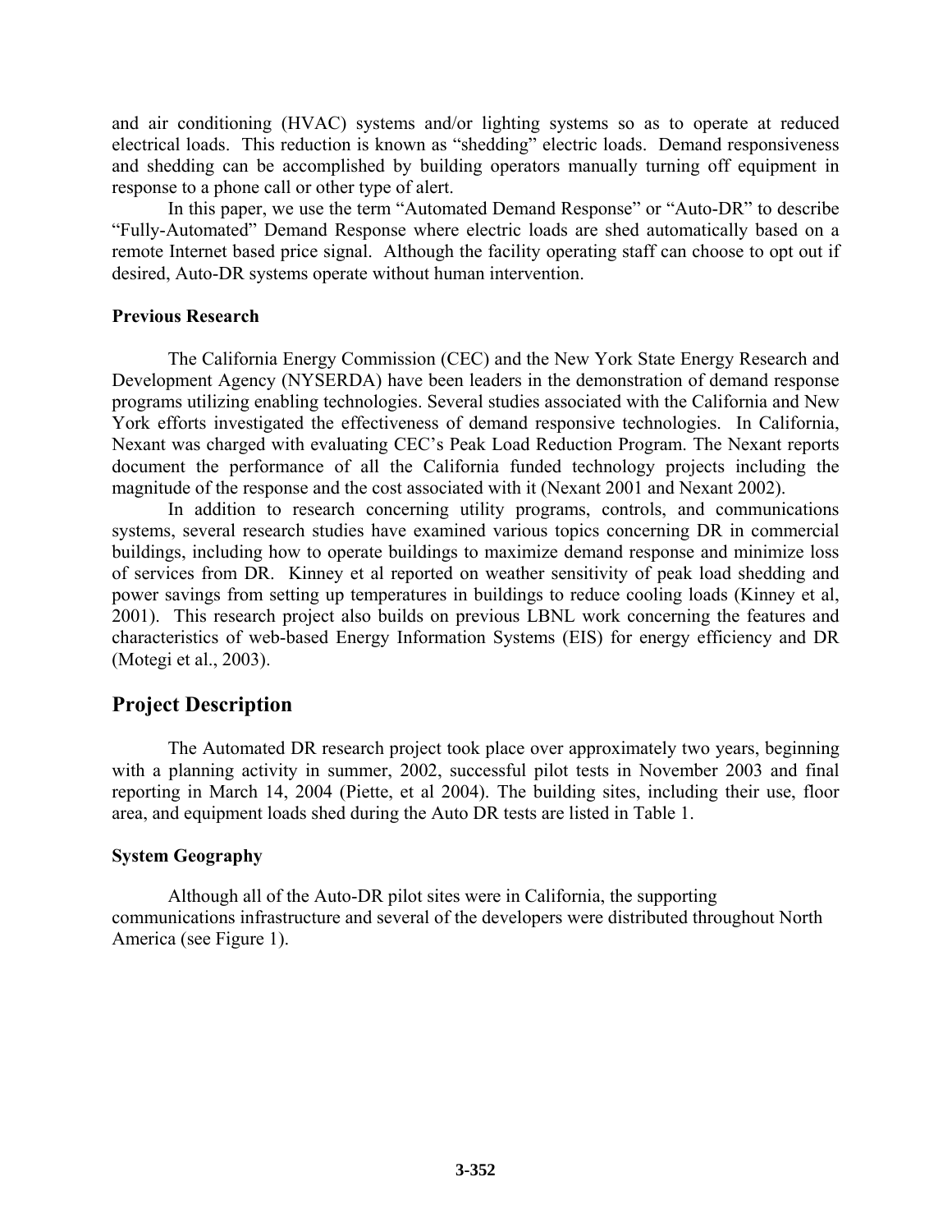and air conditioning (HVAC) systems and/or lighting systems so as to operate at reduced electrical loads. This reduction is known as "shedding" electric loads. Demand responsiveness and shedding can be accomplished by building operators manually turning off equipment in response to a phone call or other type of alert.

In this paper, we use the term "Automated Demand Response" or "Auto-DR" to describe "Fully-Automated" Demand Response where electric loads are shed automatically based on a remote Internet based price signal. Although the facility operating staff can choose to opt out if desired, Auto-DR systems operate without human intervention.

### Previous Research

The California Energy Commission (CEC) and the New York State Energy Research and Development Agency (NYSERDA) have been leaders in the demonstration of demand response programs utilizing enabling technologies. Several studies associated with the California and New York efforts investigated the effectiveness of demand responsive technologies. In California, Nexant was charged with evaluating CEC's Peak Load Reduction Program. The Nexant reports document the performance of all the California funded technology projects including the magnitude of the response and the cost associated with it (Nexant 2001 and Nexant 2002).

In addition to research concerning utility programs, controls, and communications systems, several research studies have examined various topics concerning DR in commercial buildings, including how to operate buildings to maximize demand response and minimize loss of services from DR. Kinney et al reported on weather sensitivity of peak load shedding and power savings from setting up temperatures in buildings to reduce cooling loads (Kinney et al, 2001). This research project also builds on previous LBNL work concerning the features and characteristics of web-based Energy Information Systems (EIS) for energy efficiency and DR (Motegi et al., 2003).

## Project Description

The Automated DR research project took place over approximately two years, beginning with a planning activity in summer, 2002, successful pilot tests in November 2003 and final reporting in March 14, 2004 (Piette, et al 2004). The building sites, including their use, floor area, and equipment loads shed during the Auto DR tests are listed in Table 1.

### System Geography

Although all of the Auto-DR pilot sites were in California, the supporting communications infrastructure and several of the developers were distributed throughout North America (see Figure 1).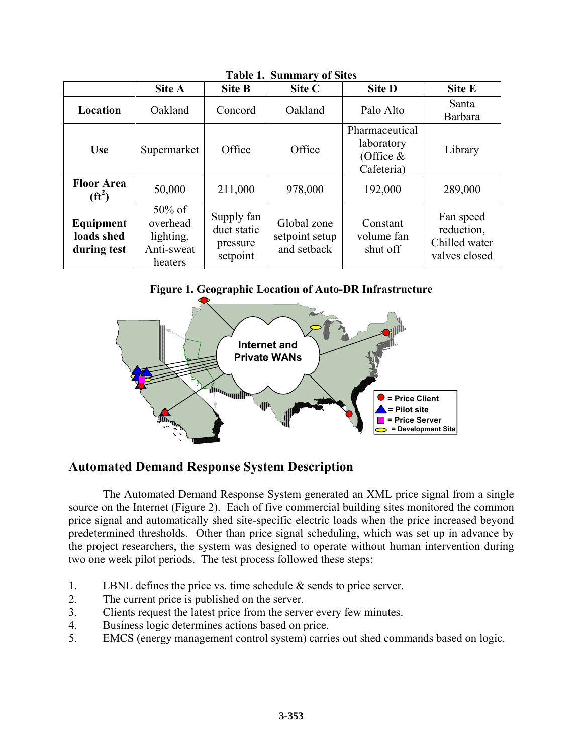**Table 1. Summary of Sites**

| | Site A | Site B | Site C | Site D | Site E |
|---|---|---|---|---|---|
| **Location** | Oakland | Concord | Oakland | Palo Alto | Santa Barbara |
| **Use** | Supermarket | Office | Office | Pharmaceutical laboratory (Office & Cafeteria) | Library |
| **Floor Area ($ft^2$)** | 50,000 | 211,000 | 978,000 | 192,000 | 289,000 |
| **Equipment loads shed during test** | 50% of overhead lighting, Anti-sweat heaters | Supply fan duct static pressure setpoint | Global zone setpoint setup and setback | Constant volume fan shut off | Fan speed reduction, Chilled water valves closed |

**Figure 1. Geographic Location of Auto-DR Infrastructure**

## Automated Demand Response System Description

The Automated Demand Response System generated an XML price signal from a single source on the Internet (Figure 2). Each of five commercial building sites monitored the common price signal and automatically shed site-specific electric loads when the price increased beyond predetermined thresholds. Other than price signal scheduling, which was set up in advance by the project researchers, the system was designed to operate without human intervention during two one week pilot periods. The test process followed these steps:

1. LBNL defines the price vs. time schedule & sends to price server.
2. The current price is published on the server.
3. Clients request the latest price from the server every few minutes.
4. Business logic determines actions based on price.
5. EMCS (energy management control system) carries out shed commands based on logic.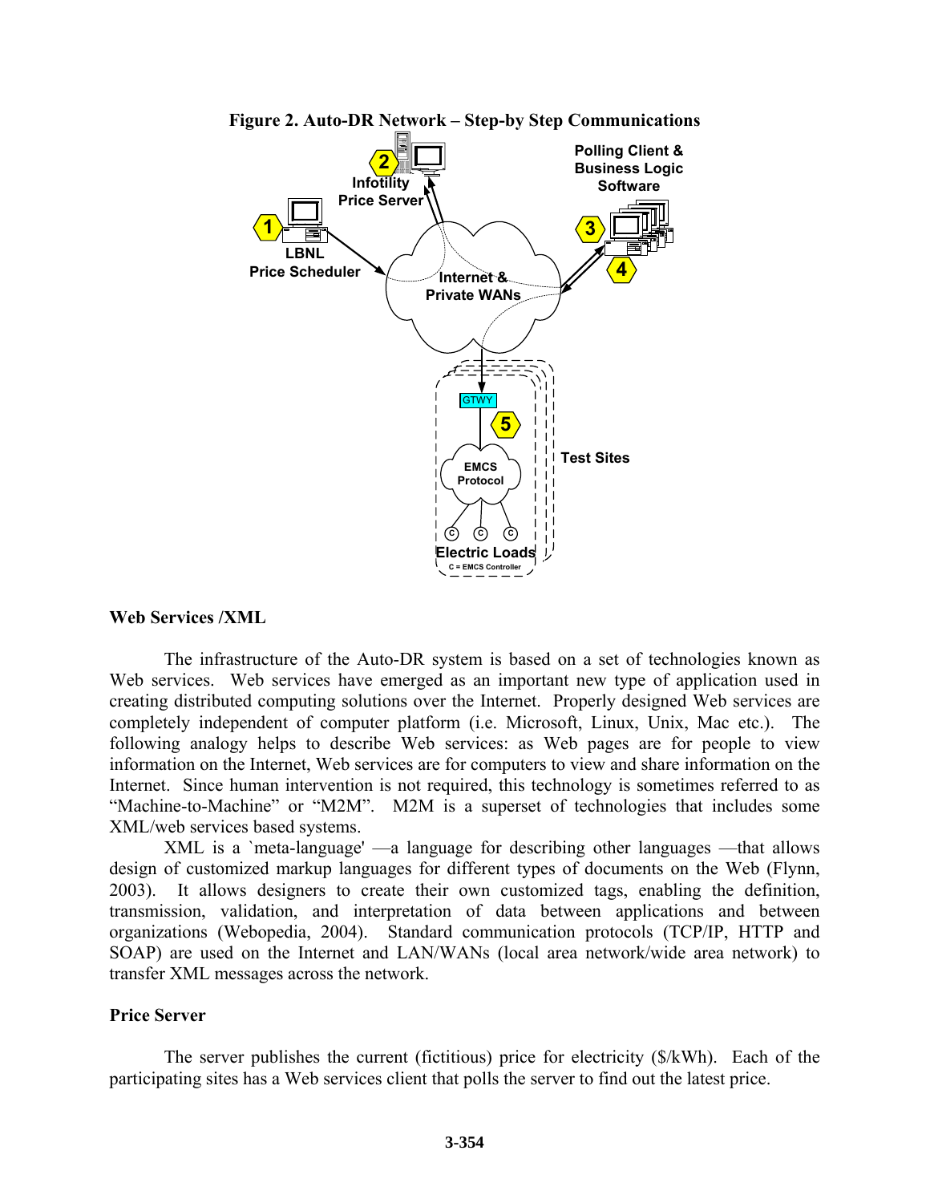**Figure 2. Auto-DR Network – Step-by Step Communications**

### Web Services /XML

The infrastructure of the Auto-DR system is based on a set of technologies known as Web services. Web services have emerged as an important new type of application used in creating distributed computing solutions over the Internet. Properly designed Web services are completely independent of computer platform (i.e. Microsoft, Linux, Unix, Mac etc.). The following analogy helps to describe Web services: as Web pages are for people to view information on the Internet, Web services are for computers to view and share information on the Internet. Since human intervention is not required, this technology is sometimes referred to as "Machine-to-Machine" or "M2M". M2M is a superset of technologies that includes some XML/web services based systems.

XML is a `meta-language' —a language for describing other languages —that allows design of customized markup languages for different types of documents on the Web (Flynn, 2003). It allows designers to create their own customized tags, enabling the definition, transmission, validation, and interpretation of data between applications and between organizations (Webopedia, 2004). Standard communication protocols (TCP/IP, HTTP and SOAP) are used on the Internet and LAN/WANs (local area network/wide area network) to transfer XML messages across the network.

### Price Server

The server publishes the current (fictitious) price for electricity ($/kWh). Each of the participating sites has a Web services client that polls the server to find out the latest price.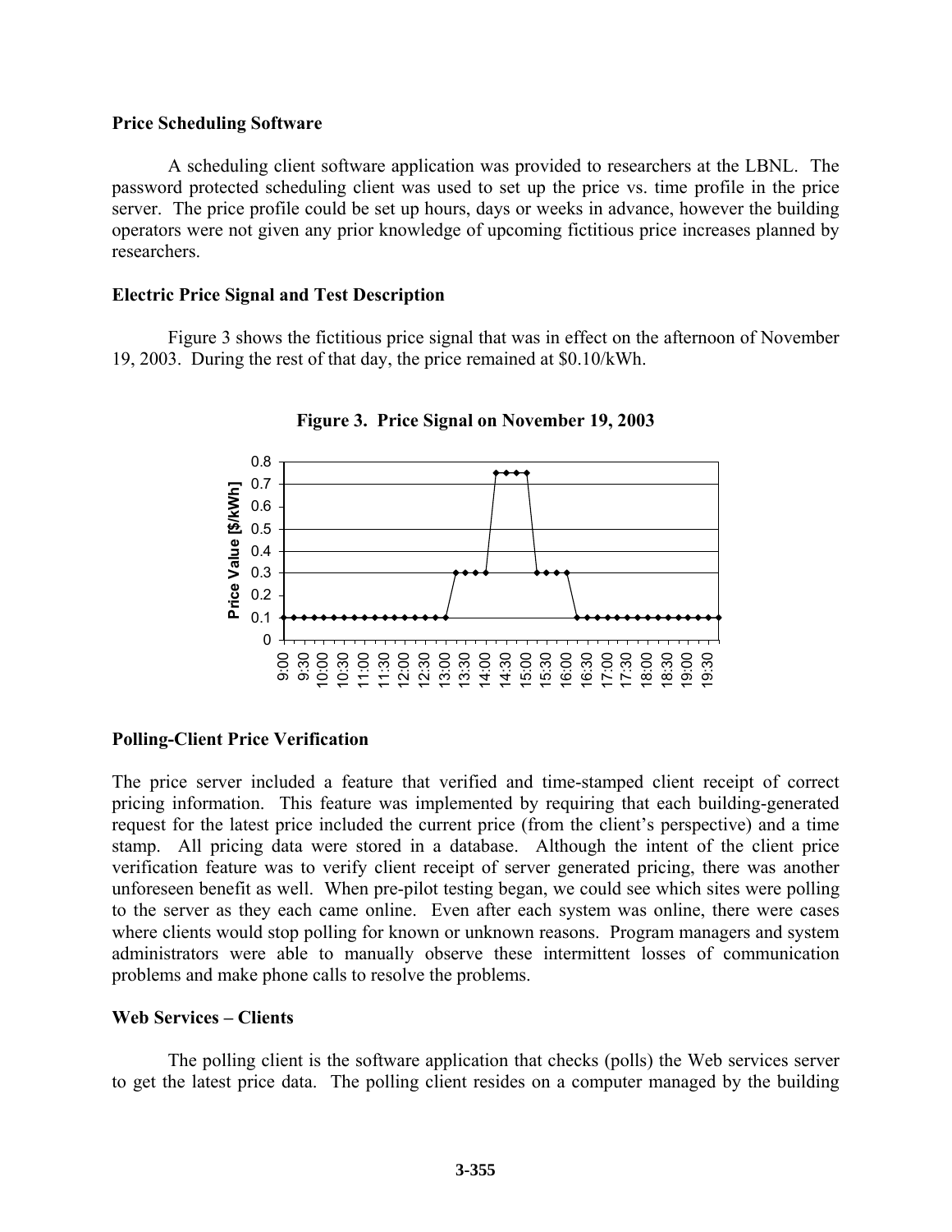### Price Scheduling Software

A scheduling client software application was provided to researchers at the LBNL. The password protected scheduling client was used to set up the price vs. time profile in the price server. The price profile could be set up hours, days or weeks in advance, however the building operators were not given any prior knowledge of upcoming fictitious price increases planned by researchers.

### Electric Price Signal and Test Description

Figure 3 shows the fictitious price signal that was in effect on the afternoon of November 19, 2003. During the rest of that day, the price remained at $0.10/kWh.

**Figure 3. Price Signal on November 19, 2003**

### Polling-Client Price Verification

The price server included a feature that verified and time-stamped client receipt of correct pricing information. This feature was implemented by requiring that each building-generated request for the latest price included the current price (from the client's perspective) and a time stamp. All pricing data were stored in a database. Although the intent of the client price verification feature was to verify client receipt of server generated pricing, there was another unforeseen benefit as well. When pre-pilot testing began, we could see which sites were polling to the server as they each came online. Even after each system was online, there were cases where clients would stop polling for known or unknown reasons. Program managers and system administrators were able to manually observe these intermittent losses of communication problems and make phone calls to resolve the problems.

### Web Services – Clients

The polling client is the software application that checks (polls) the Web services server to get the latest price data. The polling client resides on a computer managed by the building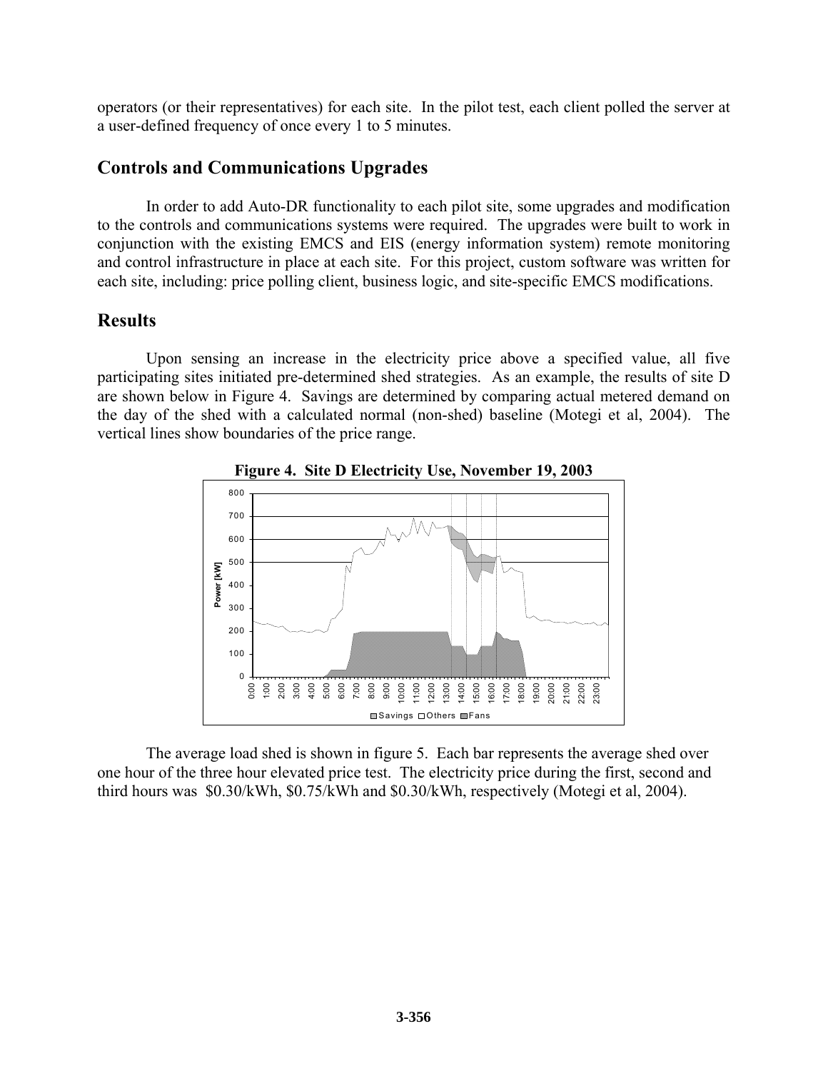operators (or their representatives) for each site. In the pilot test, each client polled the server at a user-defined frequency of once every 1 to 5 minutes.

## Controls and Communications Upgrades

In order to add Auto-DR functionality to each pilot site, some upgrades and modification to the controls and communications systems were required. The upgrades were built to work in conjunction with the existing EMCS and EIS (energy information system) remote monitoring and control infrastructure in place at each site. For this project, custom software was written for each site, including: price polling client, business logic, and site-specific EMCS modifications.

## Results

Upon sensing an increase in the electricity price above a specified value, all five participating sites initiated pre-determined shed strategies. As an example, the results of site D are shown below in Figure 4. Savings are determined by comparing actual metered demand on the day of the shed with a calculated normal (non-shed) baseline (Motegi et al, 2004). The vertical lines show boundaries of the price range.

**Figure 4. Site D Electricity Use, November 19, 2003**

The average load shed is shown in figure 5. Each bar represents the average shed over one hour of the three hour elevated price test. The electricity price during the first, second and third hours was \$0.30/kWh, \$0.75/kWh and \$0.30/kWh, respectively (Motegi et al, 2004).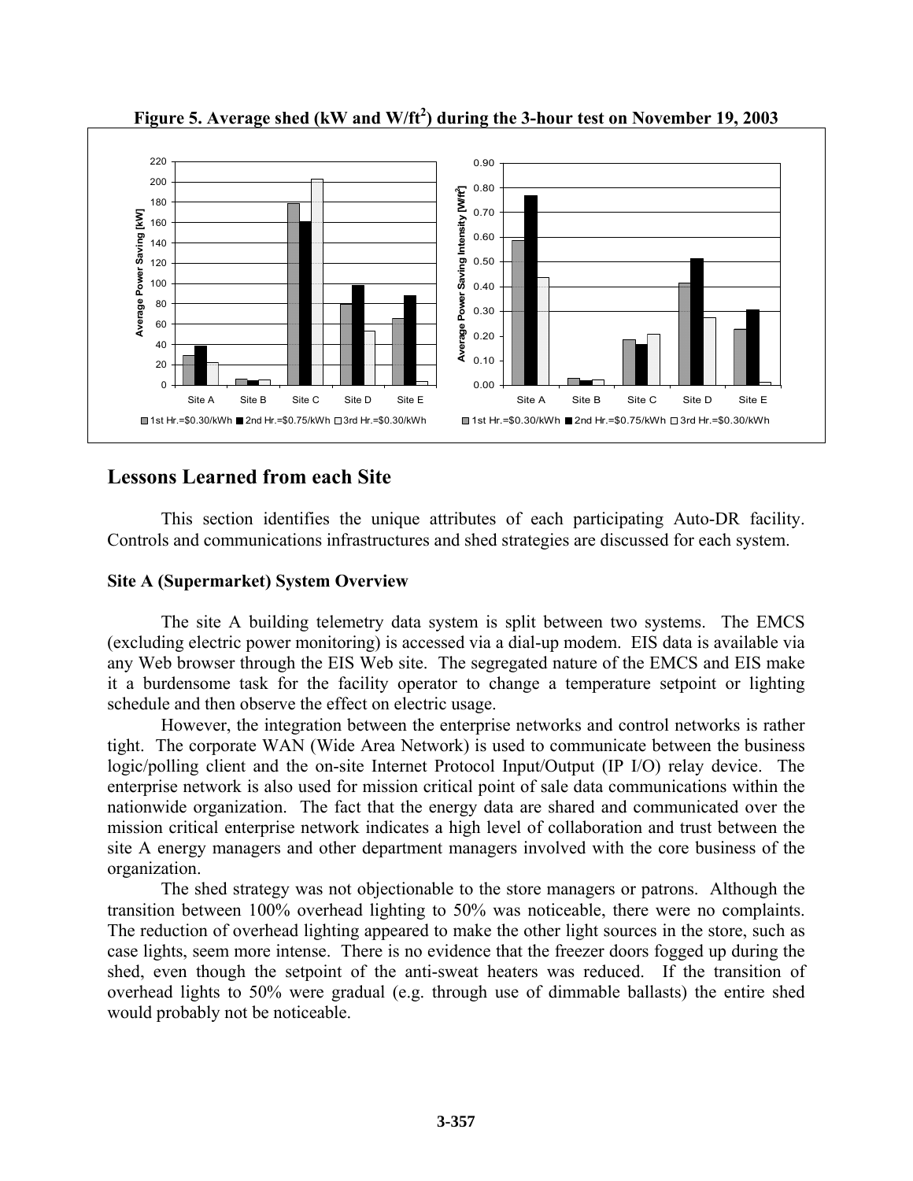**Figure 5. Average shed (kW and W/ft$^2$) during the 3-hour test on November 19, 2003**

## Lessons Learned from each Site

This section identifies the unique attributes of each participating Auto-DR facility. Controls and communications infrastructures and shed strategies are discussed for each system.

### Site A (Supermarket) System Overview

The site A building telemetry data system is split between two systems. The EMCS (excluding electric power monitoring) is accessed via a dial-up modem. EIS data is available via any Web browser through the EIS Web site. The segregated nature of the EMCS and EIS make it a burdensome task for the facility operator to change a temperature setpoint or lighting schedule and then observe the effect on electric usage.

However, the integration between the enterprise networks and control networks is rather tight. The corporate WAN (Wide Area Network) is used to communicate between the business logic/polling client and the on-site Internet Protocol Input/Output (IP I/O) relay device. The enterprise network is also used for mission critical point of sale data communications within the nationwide organization. The fact that the energy data are shared and communicated over the mission critical enterprise network indicates a high level of collaboration and trust between the site A energy managers and other department managers involved with the core business of the organization.

The shed strategy was not objectionable to the store managers or patrons. Although the transition between 100% overhead lighting to 50% was noticeable, there were no complaints. The reduction of overhead lighting appeared to make the other light sources in the store, such as case lights, seem more intense. There is no evidence that the freezer doors fogged up during the shed, even though the setpoint of the anti-sweat heaters was reduced. If the transition of overhead lights to 50% were gradual (e.g. through use of dimmable ballasts) the entire shed would probably not be noticeable.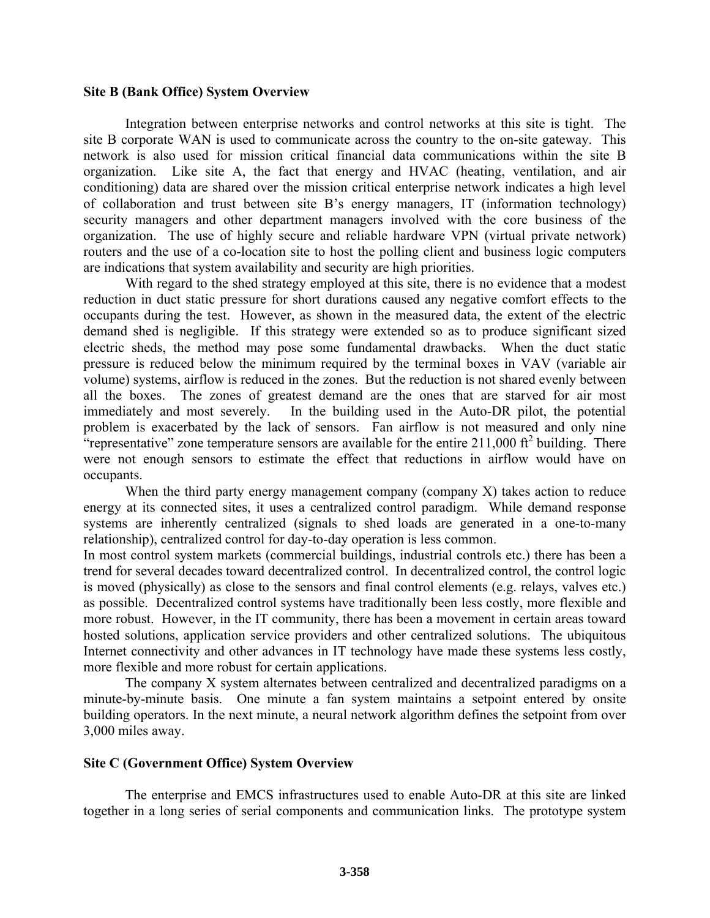**Site B (Bank Office) System Overview**

Integration between enterprise networks and control networks at this site is tight. The site B corporate WAN is used to communicate across the country to the on-site gateway. This network is also used for mission critical financial data communications within the site B organization. Like site A, the fact that energy and HVAC (heating, ventilation, and air conditioning) data are shared over the mission critical enterprise network indicates a high level of collaboration and trust between site B's energy managers, IT (information technology) security managers and other department managers involved with the core business of the organization. The use of highly secure and reliable hardware VPN (virtual private network) routers and the use of a co-location site to host the polling client and business logic computers are indications that system availability and security are high priorities.

With regard to the shed strategy employed at this site, there is no evidence that a modest reduction in duct static pressure for short durations caused any negative comfort effects to the occupants during the test. However, as shown in the measured data, the extent of the electric demand shed is negligible. If this strategy were extended so as to produce significant sized electric sheds, the method may pose some fundamental drawbacks. When the duct static pressure is reduced below the minimum required by the terminal boxes in VAV (variable air volume) systems, airflow is reduced in the zones. But the reduction is not shared evenly between all the boxes. The zones of greatest demand are the ones that are starved for air most immediately and most severely. In the building used in the Auto-DR pilot, the potential problem is exacerbated by the lack of sensors. Fan airflow is not measured and only nine "representative" zone temperature sensors are available for the entire 211,000 $ft^2$ building. There were not enough sensors to estimate the effect that reductions in airflow would have on occupants.

When the third party energy management company (company X) takes action to reduce energy at its connected sites, it uses a centralized control paradigm. While demand response systems are inherently centralized (signals to shed loads are generated in a one-to-many relationship), centralized control for day-to-day operation is less common.

In most control system markets (commercial buildings, industrial controls etc.) there has been a trend for several decades toward decentralized control. In decentralized control, the control logic is moved (physically) as close to the sensors and final control elements (e.g. relays, valves etc.) as possible. Decentralized control systems have traditionally been less costly, more flexible and more robust. However, in the IT community, there has been a movement in certain areas toward hosted solutions, application service providers and other centralized solutions. The ubiquitous Internet connectivity and other advances in IT technology have made these systems less costly, more flexible and more robust for certain applications.

The company X system alternates between centralized and decentralized paradigms on a minute-by-minute basis. One minute a fan system maintains a setpoint entered by onsite building operators. In the next minute, a neural network algorithm defines the setpoint from over 3,000 miles away.

**Site C (Government Office) System Overview**

The enterprise and EMCS infrastructures used to enable Auto-DR at this site are linked together in a long series of serial components and communication links. The prototype system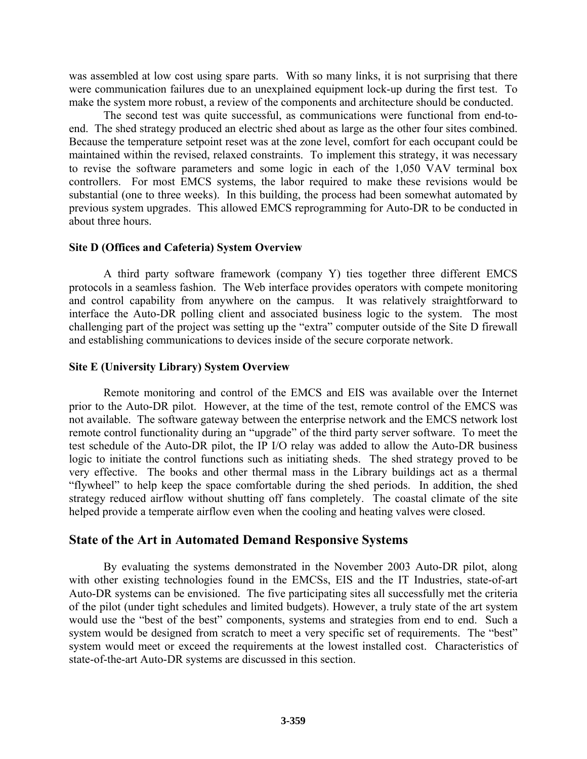was assembled at low cost using spare parts. With so many links, it is not surprising that there were communication failures due to an unexplained equipment lock-up during the first test. To make the system more robust, a review of the components and architecture should be conducted.

The second test was quite successful, as communications were functional from end-to-end. The shed strategy produced an electric shed about as large as the other four sites combined. Because the temperature setpoint reset was at the zone level, comfort for each occupant could be maintained within the revised, relaxed constraints. To implement this strategy, it was necessary to revise the software parameters and some logic in each of the 1,050 VAV terminal box controllers. For most EMCS systems, the labor required to make these revisions would be substantial (one to three weeks). In this building, the process had been somewhat automated by previous system upgrades. This allowed EMCS reprogramming for Auto-DR to be conducted in about three hours.

**Site D (Offices and Cafeteria) System Overview**

A third party software framework (company Y) ties together three different EMCS protocols in a seamless fashion. The Web interface provides operators with compete monitoring and control capability from anywhere on the campus. It was relatively straightforward to interface the Auto-DR polling client and associated business logic to the system. The most challenging part of the project was setting up the "extra" computer outside of the Site D firewall and establishing communications to devices inside of the secure corporate network.

**Site E (University Library) System Overview**

Remote monitoring and control of the EMCS and EIS was available over the Internet prior to the Auto-DR pilot. However, at the time of the test, remote control of the EMCS was not available. The software gateway between the enterprise network and the EMCS network lost remote control functionality during an "upgrade" of the third party server software. To meet the test schedule of the Auto-DR pilot, the IP I/O relay was added to allow the Auto-DR business logic to initiate the control functions such as initiating sheds. The shed strategy proved to be very effective. The books and other thermal mass in the Library buildings act as a thermal "flywheel" to help keep the space comfortable during the shed periods. In addition, the shed strategy reduced airflow without shutting off fans completely. The coastal climate of the site helped provide a temperate airflow even when the cooling and heating valves were closed.

## State of the Art in Automated Demand Responsive Systems

By evaluating the systems demonstrated in the November 2003 Auto-DR pilot, along with other existing technologies found in the EMCSs, EIS and the IT Industries, state-of-art Auto-DR systems can be envisioned. The five participating sites all successfully met the criteria of the pilot (under tight schedules and limited budgets). However, a truly state of the art system would use the "best of the best" components, systems and strategies from end to end. Such a system would be designed from scratch to meet a very specific set of requirements. The "best" system would meet or exceed the requirements at the lowest installed cost. Characteristics of state-of-the-art Auto-DR systems are discussed in this section.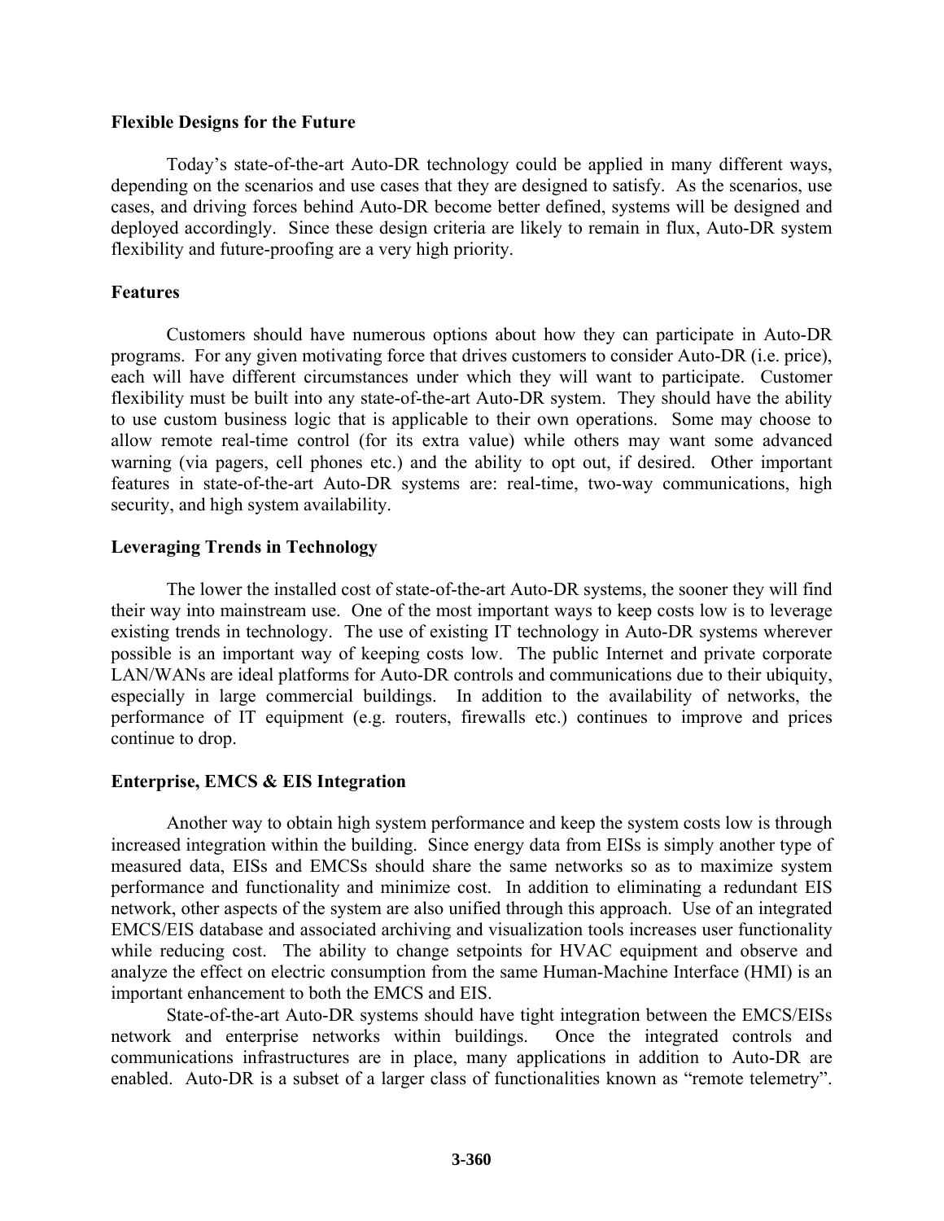### Flexible Designs for the Future

Today's state-of-the-art Auto-DR technology could be applied in many different ways, depending on the scenarios and use cases that they are designed to satisfy. As the scenarios, use cases, and driving forces behind Auto-DR become better defined, systems will be designed and deployed accordingly. Since these design criteria are likely to remain in flux, Auto-DR system flexibility and future-proofing are a very high priority.

### Features

Customers should have numerous options about how they can participate in Auto-DR programs. For any given motivating force that drives customers to consider Auto-DR (i.e. price), each will have different circumstances under which they will want to participate. Customer flexibility must be built into any state-of-the-art Auto-DR system. They should have the ability to use custom business logic that is applicable to their own operations. Some may choose to allow remote real-time control (for its extra value) while others may want some advanced warning (via pagers, cell phones etc.) and the ability to opt out, if desired. Other important features in state-of-the-art Auto-DR systems are: real-time, two-way communications, high security, and high system availability.

### Leveraging Trends in Technology

The lower the installed cost of state-of-the-art Auto-DR systems, the sooner they will find their way into mainstream use. One of the most important ways to keep costs low is to leverage existing trends in technology. The use of existing IT technology in Auto-DR systems wherever possible is an important way of keeping costs low. The public Internet and private corporate LAN/WANs are ideal platforms for Auto-DR controls and communications due to their ubiquity, especially in large commercial buildings. In addition to the availability of networks, the performance of IT equipment (e.g. routers, firewalls etc.) continues to improve and prices continue to drop.

### Enterprise, EMCS & EIS Integration

Another way to obtain high system performance and keep the system costs low is through increased integration within the building. Since energy data from EISs is simply another type of measured data, EISs and EMCSs should share the same networks so as to maximize system performance and functionality and minimize cost. In addition to eliminating a redundant EIS network, other aspects of the system are also unified through this approach. Use of an integrated EMCS/EIS database and associated archiving and visualization tools increases user functionality while reducing cost. The ability to change setpoints for HVAC equipment and observe and analyze the effect on electric consumption from the same Human-Machine Interface (HMI) is an important enhancement to both the EMCS and EIS.

State-of-the-art Auto-DR systems should have tight integration between the EMCS/EISs network and enterprise networks within buildings. Once the integrated controls and communications infrastructures are in place, many applications in addition to Auto-DR are enabled. Auto-DR is a subset of a larger class of functionalities known as "remote telemetry".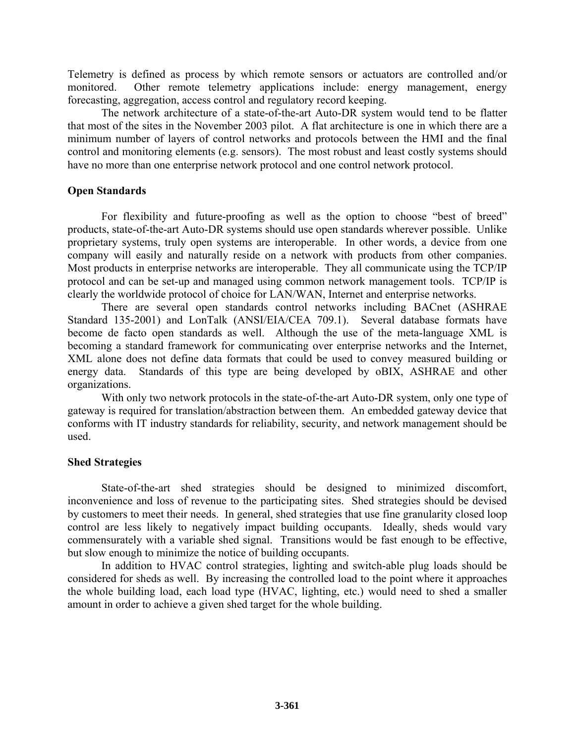Telemetry is defined as process by which remote sensors or actuators are controlled and/or monitored. Other remote telemetry applications include: energy management, energy forecasting, aggregation, access control and regulatory record keeping.

The network architecture of a state-of-the-art Auto-DR system would tend to be flatter that most of the sites in the November 2003 pilot. A flat architecture is one in which there are a minimum number of layers of control networks and protocols between the HMI and the final control and monitoring elements (e.g. sensors). The most robust and least costly systems should have no more than one enterprise network protocol and one control network protocol.

**Open Standards**

For flexibility and future-proofing as well as the option to choose "best of breed" products, state-of-the-art Auto-DR systems should use open standards wherever possible. Unlike proprietary systems, truly open systems are interoperable. In other words, a device from one company will easily and naturally reside on a network with products from other companies. Most products in enterprise networks are interoperable. They all communicate using the TCP/IP protocol and can be set-up and managed using common network management tools. TCP/IP is clearly the worldwide protocol of choice for LAN/WAN, Internet and enterprise networks.

There are several open standards control networks including BACnet (ASHRAE Standard 135-2001) and LonTalk (ANSI/EIA/CEA 709.1). Several database formats have become de facto open standards as well. Although the use of the meta-language XML is becoming a standard framework for communicating over enterprise networks and the Internet, XML alone does not define data formats that could be used to convey measured building or energy data. Standards of this type are being developed by oBIX, ASHRAE and other organizations.

With only two network protocols in the state-of-the-art Auto-DR system, only one type of gateway is required for translation/abstraction between them. An embedded gateway device that conforms with IT industry standards for reliability, security, and network management should be used.

**Shed Strategies**

State-of-the-art shed strategies should be designed to minimized discomfort, inconvenience and loss of revenue to the participating sites. Shed strategies should be devised by customers to meet their needs. In general, shed strategies that use fine granularity closed loop control are less likely to negatively impact building occupants. Ideally, sheds would vary commensurately with a variable shed signal. Transitions would be fast enough to be effective, but slow enough to minimize the notice of building occupants.

In addition to HVAC control strategies, lighting and switch-able plug loads should be considered for sheds as well. By increasing the controlled load to the point where it approaches the whole building load, each load type (HVAC, lighting, etc.) would need to shed a smaller amount in order to achieve a given shed target for the whole building.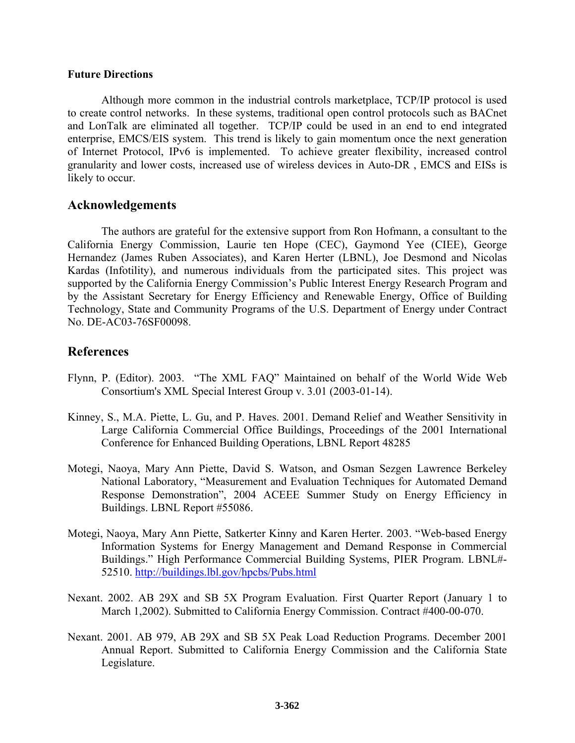**Future Directions**

Although more common in the industrial controls marketplace, TCP/IP protocol is used to create control networks. In these systems, traditional open control protocols such as BACnet and LonTalk are eliminated all together. TCP/IP could be used in an end to end integrated enterprise, EMCS/EIS system. This trend is likely to gain momentum once the next generation of Internet Protocol, IPv6 is implemented. To achieve greater flexibility, increased control granularity and lower costs, increased use of wireless devices in Auto-DR , EMCS and EISs is likely to occur.

## Acknowledgements

The authors are grateful for the extensive support from Ron Hofmann, a consultant to the California Energy Commission, Laurie ten Hope (CEC), Gaymond Yee (CIEE), George Hernandez (James Ruben Associates), and Karen Herter (LBNL), Joe Desmond and Nicolas Kardas (Infotility), and numerous individuals from the participated sites. This project was supported by the California Energy Commission's Public Interest Energy Research Program and by the Assistant Secretary for Energy Efficiency and Renewable Energy, Office of Building Technology, State and Community Programs of the U.S. Department of Energy under Contract No. DE-AC03-76SF00098.

## References

Flynn, P. (Editor). 2003. "The XML FAQ" Maintained on behalf of the World Wide Web Consortium's XML Special Interest Group v. 3.01 (2003-01-14).

Kinney, S., M.A. Piette, L. Gu, and P. Haves. 2001. Demand Relief and Weather Sensitivity in Large California Commercial Office Buildings, Proceedings of the 2001 International Conference for Enhanced Building Operations, LBNL Report 48285

Motegi, Naoya, Mary Ann Piette, David S. Watson, and Osman Sezgen Lawrence Berkeley National Laboratory, "Measurement and Evaluation Techniques for Automated Demand Response Demonstration", 2004 ACEEE Summer Study on Energy Efficiency in Buildings. LBNL Report #55086.

Motegi, Naoya, Mary Ann Piette, Satkerter Kinny and Karen Herter. 2003. "Web-based Energy Information Systems for Energy Management and Demand Response in Commercial Buildings." High Performance Commercial Building Systems, PIER Program. LBNL#-52510. http://buildings.lbl.gov/hpcbs/Pubs.html

Nexant. 2002. AB 29X and SB 5X Program Evaluation. First Quarter Report (January 1 to March 1,2002). Submitted to California Energy Commission. Contract #400-00-070.

Nexant. 2001. AB 979, AB 29X and SB 5X Peak Load Reduction Programs. December 2001 Annual Report. Submitted to California Energy Commission and the California State Legislature.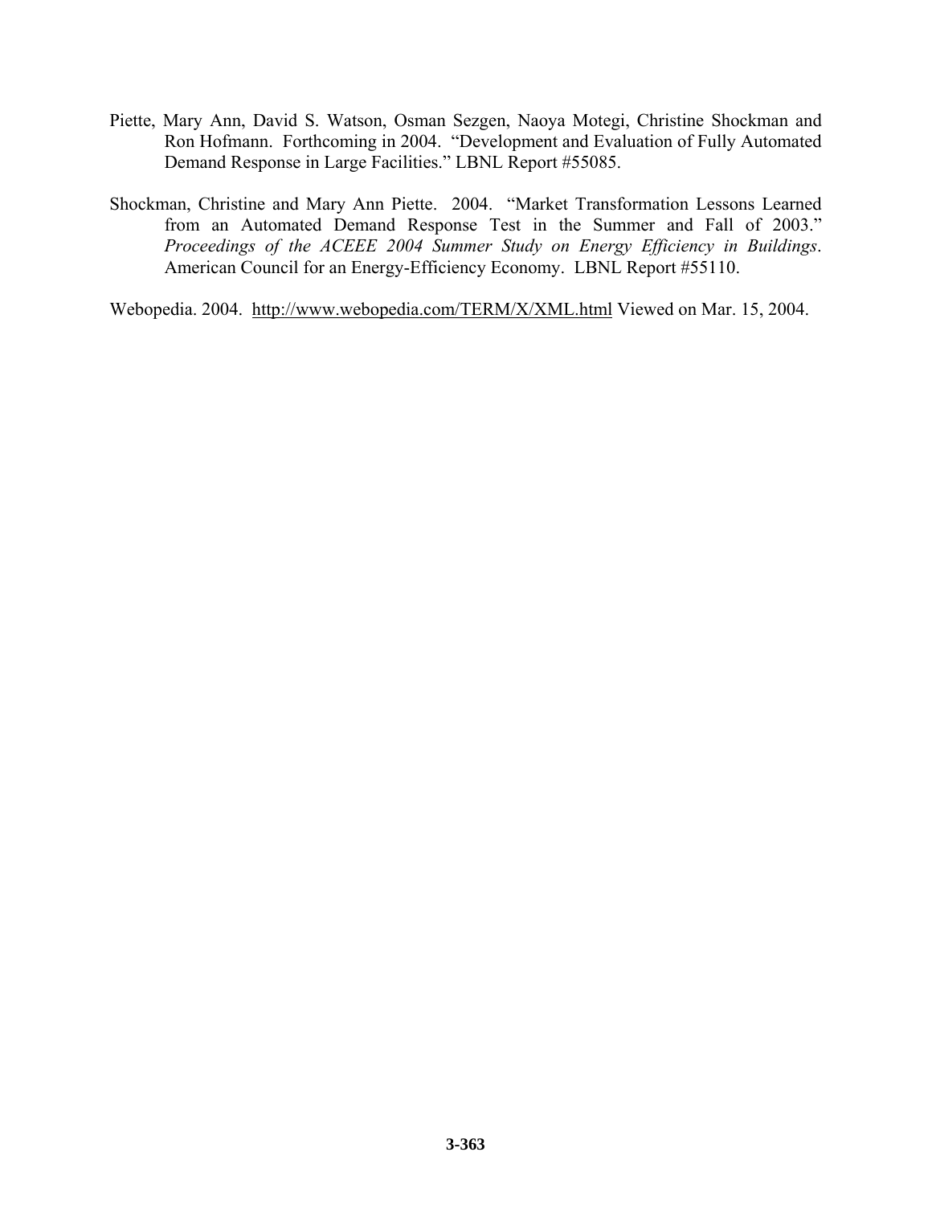Piette, Mary Ann, David S. Watson, Osman Sezgen, Naoya Motegi, Christine Shockman and Ron Hofmann. Forthcoming in 2004. "Development and Evaluation of Fully Automated Demand Response in Large Facilities." LBNL Report #55085.

Shockman, Christine and Mary Ann Piette. 2004. "Market Transformation Lessons Learned from an Automated Demand Response Test in the Summer and Fall of 2003." *Proceedings of the ACEEE 2004 Summer Study on Energy Efficiency in Buildings*. American Council for an Energy-Efficiency Economy. LBNL Report #55110.

Webopedia. 2004. http://www.webopedia.com/TERM/X/XML.html Viewed on Mar. 15, 2004.